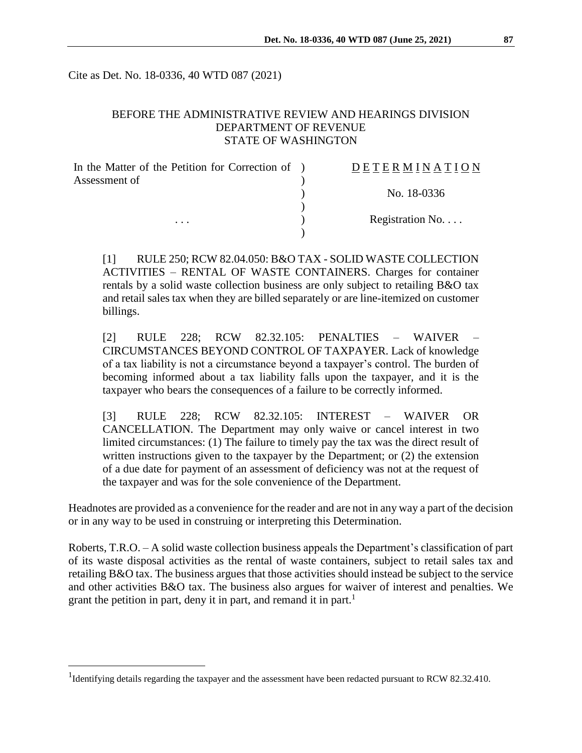Cite as Det. No. 18-0336, 40 WTD 087 (2021)

BEFORE THE ADMINISTRATIVE REVIEW AND HEARINGS DIVISION
DEPARTMENT OF REVENUE
STATE OF WASHINGTON

| | | |
|---|---|---|
| In the Matter of the Petition for Correction of Assessment of | ) | D E T E R M I N A T I O N |
| | ) | No. 18-0336 |
| . . . | ) | Registration No. . . . |

[1] RULE 250; RCW 82.04.050: B&O TAX - SOLID WASTE COLLECTION ACTIVITIES – RENTAL OF WASTE CONTAINERS. Charges for container rentals by a solid waste collection business are only subject to retailing B&O tax and retail sales tax when they are billed separately or are line-itemized on customer billings.

[2] RULE 228; RCW 82.32.105: PENALTIES – WAIVER – CIRCUMSTANCES BEYOND CONTROL OF TAXPAYER. Lack of knowledge of a tax liability is not a circumstance beyond a taxpayer's control. The burden of becoming informed about a tax liability falls upon the taxpayer, and it is the taxpayer who bears the consequences of a failure to be correctly informed.

[3] RULE 228; RCW 82.32.105: INTEREST – WAIVER OR CANCELLATION. The Department may only waive or cancel interest in two limited circumstances: (1) The failure to timely pay the tax was the direct result of written instructions given to the taxpayer by the Department; or (2) the extension of a due date for payment of an assessment of deficiency was not at the request of the taxpayer and was for the sole convenience of the Department.

Headnotes are provided as a convenience for the reader and are not in any way a part of the decision or in any way to be used in construing or interpreting this Determination.

Roberts, T.R.O. – A solid waste collection business appeals the Department's classification of part of its waste disposal activities as the rental of waste containers, subject to retail sales tax and retailing B&O tax. The business argues that those activities should instead be subject to the service and other activities B&O tax. The business also argues for waiver of interest and penalties. We grant the petition in part, deny it in part, and remand it in part.[1]

---

[1] Identifying details regarding the taxpayer and the assessment have been redacted pursuant to RCW 82.32.410.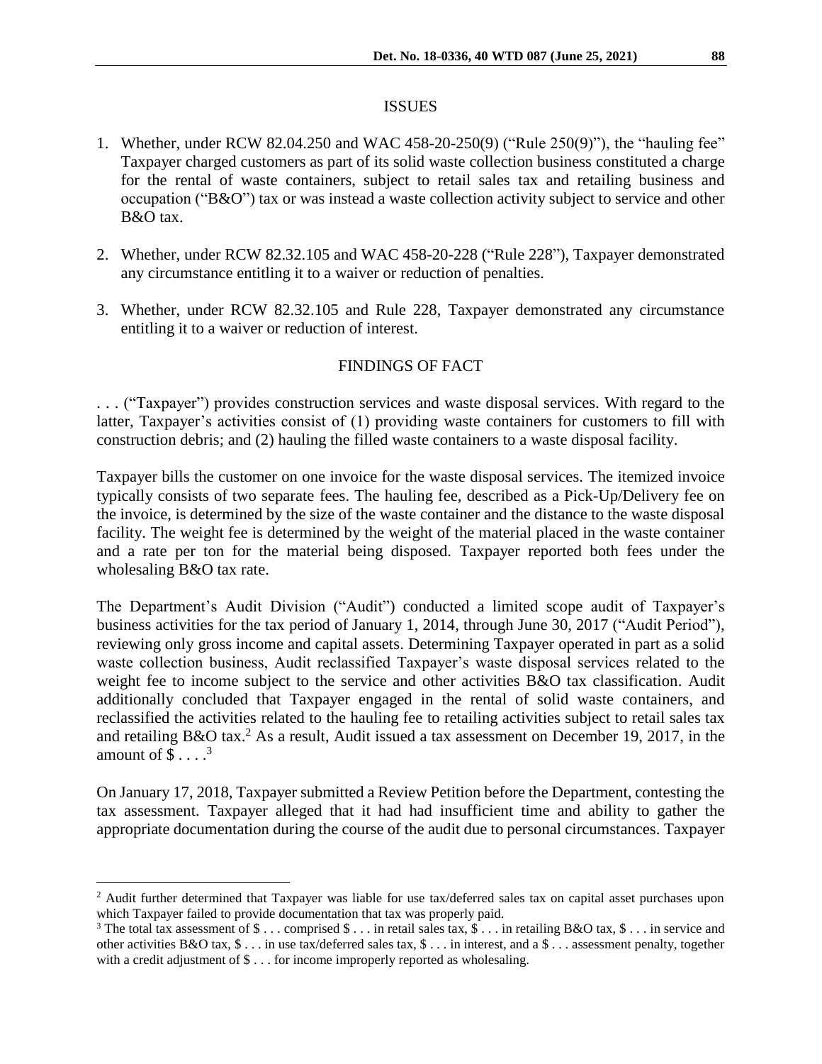## ISSUES

1. Whether, under RCW 82.04.250 and WAC 458-20-250(9) ("Rule 250(9)"), the "hauling fee" Taxpayer charged customers as part of its solid waste collection business constituted a charge for the rental of waste containers, subject to retail sales tax and retailing business and occupation ("B&O") tax or was instead a waste collection activity subject to service and other B&O tax.

2. Whether, under RCW 82.32.105 and WAC 458-20-228 ("Rule 228"), Taxpayer demonstrated any circumstance entitling it to a waiver or reduction of penalties.

3. Whether, under RCW 82.32.105 and Rule 228, Taxpayer demonstrated any circumstance entitling it to a waiver or reduction of interest.

## FINDINGS OF FACT

. . . ("Taxpayer") provides construction services and waste disposal services. With regard to the latter, Taxpayer's activities consist of (1) providing waste containers for customers to fill with construction debris; and (2) hauling the filled waste containers to a waste disposal facility.

Taxpayer bills the customer on one invoice for the waste disposal services. The itemized invoice typically consists of two separate fees. The hauling fee, described as a Pick-Up/Delivery fee on the invoice, is determined by the size of the waste container and the distance to the waste disposal facility. The weight fee is determined by the weight of the material placed in the waste container and a rate per ton for the material being disposed. Taxpayer reported both fees under the wholesaling B&O tax rate.

The Department's Audit Division ("Audit") conducted a limited scope audit of Taxpayer's business activities for the tax period of January 1, 2014, through June 30, 2017 ("Audit Period"), reviewing only gross income and capital assets. Determining Taxpayer operated in part as a solid waste collection business, Audit reclassified Taxpayer's waste disposal services related to the weight fee to income subject to the service and other activities B&O tax classification. Audit additionally concluded that Taxpayer engaged in the rental of solid waste containers, and reclassified the activities related to the hauling fee to retailing activities subject to retail sales tax and retailing B&O tax.[2] As a result, Audit issued a tax assessment on December 19, 2017, in the amount of $ . . . .[3]

On January 17, 2018, Taxpayer submitted a Review Petition before the Department, contesting the tax assessment. Taxpayer alleged that it had had insufficient time and ability to gather the appropriate documentation during the course of the audit due to personal circumstances. Taxpayer

---

[2] Audit further determined that Taxpayer was liable for use tax/deferred sales tax on capital asset purchases upon which Taxpayer failed to provide documentation that tax was properly paid.

[3] The total tax assessment of $ . . . comprised $ . . . in retail sales tax, $ . . . in retailing B&O tax, $ . . . in service and other activities B&O tax, $ . . . in use tax/deferred sales tax, $ . . . in interest, and a $ . . . assessment penalty, together with a credit adjustment of $ . . . for income improperly reported as wholesaling.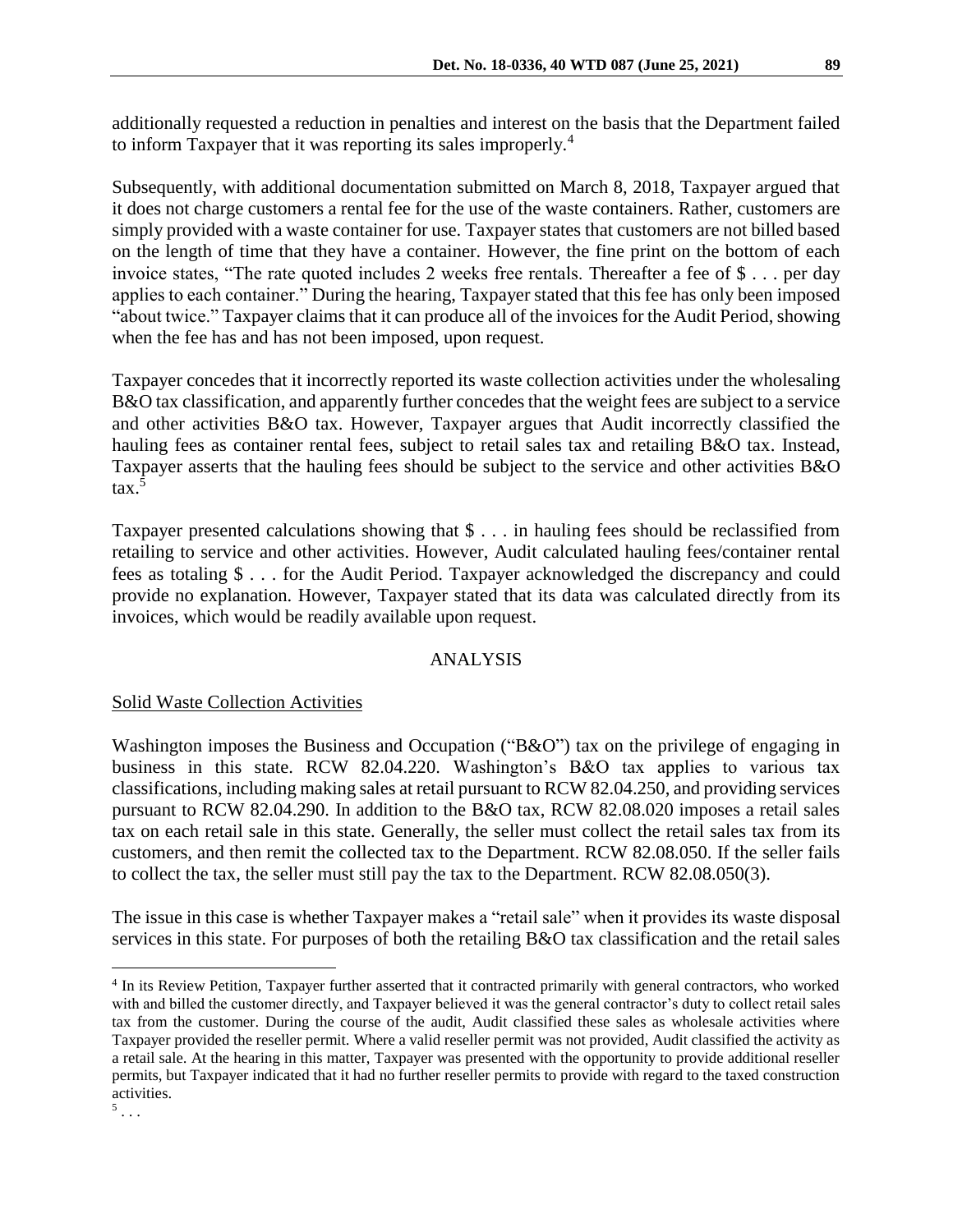additionally requested a reduction in penalties and interest on the basis that the Department failed to inform Taxpayer that it was reporting its sales improperly.[4]

Subsequently, with additional documentation submitted on March 8, 2018, Taxpayer argued that it does not charge customers a rental fee for the use of the waste containers. Rather, customers are simply provided with a waste container for use. Taxpayer states that customers are not billed based on the length of time that they have a container. However, the fine print on the bottom of each invoice states, "The rate quoted includes 2 weeks free rentals. Thereafter a fee of $ . . . per day applies to each container." During the hearing, Taxpayer stated that this fee has only been imposed "about twice." Taxpayer claims that it can produce all of the invoices for the Audit Period, showing when the fee has and has not been imposed, upon request.

Taxpayer concedes that it incorrectly reported its waste collection activities under the wholesaling B&O tax classification, and apparently further concedes that the weight fees are subject to a service and other activities B&O tax. However, Taxpayer argues that Audit incorrectly classified the hauling fees as container rental fees, subject to retail sales tax and retailing B&O tax. Instead, Taxpayer asserts that the hauling fees should be subject to the service and other activities B&O tax.[5]

Taxpayer presented calculations showing that $ . . . in hauling fees should be reclassified from retailing to service and other activities. However, Audit calculated hauling fees/container rental fees as totaling $ . . . for the Audit Period. Taxpayer acknowledged the discrepancy and could provide no explanation. However, Taxpayer stated that its data was calculated directly from its invoices, which would be readily available upon request.

## ANALYSIS

### Solid Waste Collection Activities

Washington imposes the Business and Occupation ("B&O") tax on the privilege of engaging in business in this state. RCW 82.04.220. Washington's B&O tax applies to various tax classifications, including making sales at retail pursuant to RCW 82.04.250, and providing services pursuant to RCW 82.04.290. In addition to the B&O tax, RCW 82.08.020 imposes a retail sales tax on each retail sale in this state. Generally, the seller must collect the retail sales tax from its customers, and then remit the collected tax to the Department. RCW 82.08.050. If the seller fails to collect the tax, the seller must still pay the tax to the Department. RCW 82.08.050(3).

The issue in this case is whether Taxpayer makes a "retail sale" when it provides its waste disposal services in this state. For purposes of both the retailing B&O tax classification and the retail sales

---

[4] In its Review Petition, Taxpayer further asserted that it contracted primarily with general contractors, who worked with and billed the customer directly, and Taxpayer believed it was the general contractor's duty to collect retail sales tax from the customer. During the course of the audit, Audit classified these sales as wholesale activities where Taxpayer provided the reseller permit. Where a valid reseller permit was not provided, Audit classified the activity as a retail sale. At the hearing in this matter, Taxpayer was presented with the opportunity to provide additional reseller permits, but Taxpayer indicated that it had no further reseller permits to provide with regard to the taxed construction activities.

[5] . . .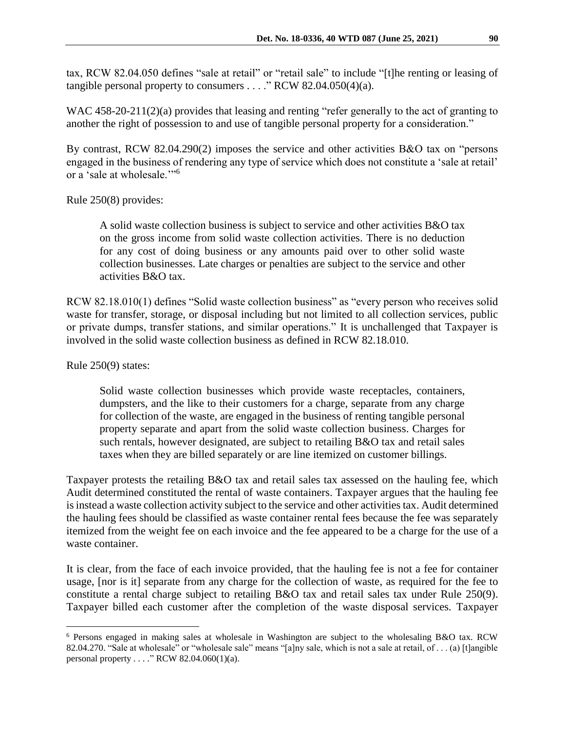tax, RCW 82.04.050 defines "sale at retail" or "retail sale" to include "[t]he renting or leasing of tangible personal property to consumers . . . ." RCW 82.04.050(4)(a).

WAC 458-20-211(2)(a) provides that leasing and renting "refer generally to the act of granting to another the right of possession to and use of tangible personal property for a consideration."

By contrast, RCW 82.04.290(2) imposes the service and other activities B&O tax on "persons engaged in the business of rendering any type of service which does not constitute a 'sale at retail' or a 'sale at wholesale.'"[6]

Rule 250(8) provides:

> A solid waste collection business is subject to service and other activities B&O tax on the gross income from solid waste collection activities. There is no deduction for any cost of doing business or any amounts paid over to other solid waste collection businesses. Late charges or penalties are subject to the service and other activities B&O tax.

RCW 82.18.010(1) defines "Solid waste collection business" as "every person who receives solid waste for transfer, storage, or disposal including but not limited to all collection services, public or private dumps, transfer stations, and similar operations." It is unchallenged that Taxpayer is involved in the solid waste collection business as defined in RCW 82.18.010.

Rule 250(9) states:

> Solid waste collection businesses which provide waste receptacles, containers, dumpsters, and the like to their customers for a charge, separate from any charge for collection of the waste, are engaged in the business of renting tangible personal property separate and apart from the solid waste collection business. Charges for such rentals, however designated, are subject to retailing B&O tax and retail sales taxes when they are billed separately or are line itemized on customer billings.

Taxpayer protests the retailing B&O tax and retail sales tax assessed on the hauling fee, which Audit determined constituted the rental of waste containers. Taxpayer argues that the hauling fee is instead a waste collection activity subject to the service and other activities tax. Audit determined the hauling fees should be classified as waste container rental fees because the fee was separately itemized from the weight fee on each invoice and the fee appeared to be a charge for the use of a waste container.

It is clear, from the face of each invoice provided, that the hauling fee is not a fee for container usage, [nor is it] separate from any charge for the collection of waste, as required for the fee to constitute a rental charge subject to retailing B&O tax and retail sales tax under Rule 250(9). Taxpayer billed each customer after the completion of the waste disposal services. Taxpayer

---

[6] Persons engaged in making sales at wholesale in Washington are subject to the wholesaling B&O tax. RCW 82.04.270. "Sale at wholesale" or "wholesale sale" means "[a]ny sale, which is not a sale at retail, of . . . (a) [t]angible personal property . . . ." RCW 82.04.060(1)(a).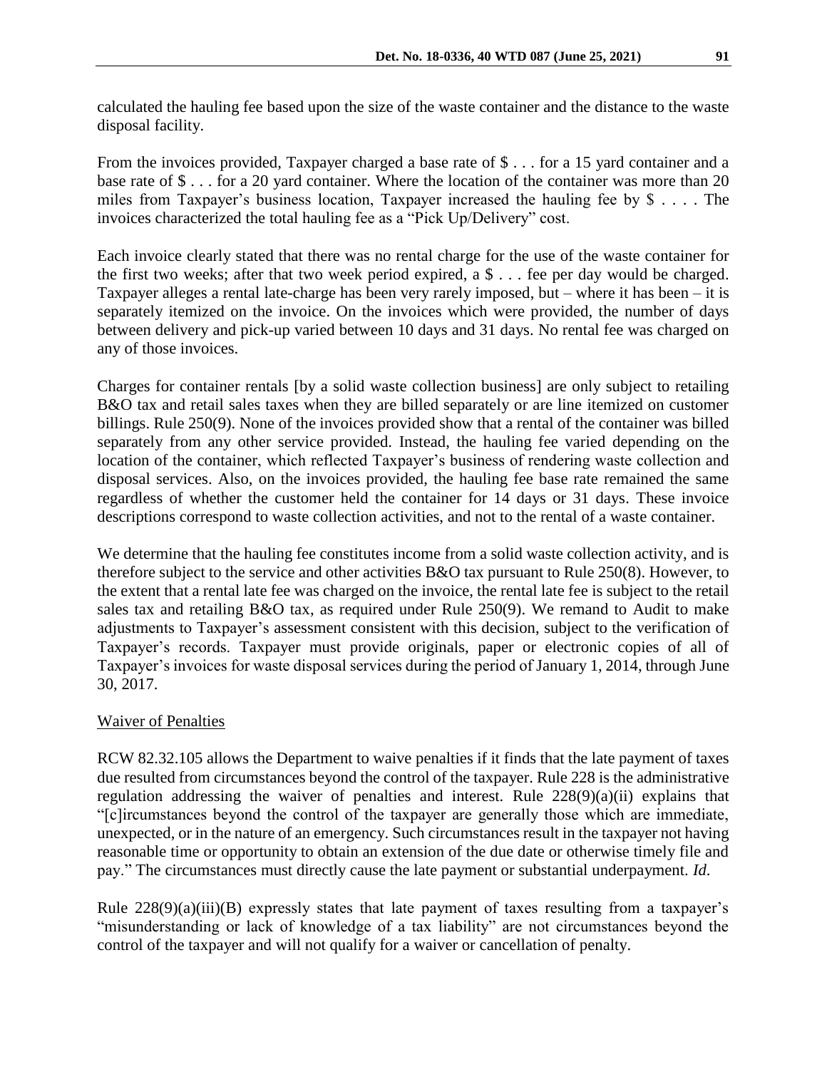calculated the hauling fee based upon the size of the waste container and the distance to the waste disposal facility.

From the invoices provided, Taxpayer charged a base rate of $ . . . for a 15 yard container and a base rate of $ . . . for a 20 yard container. Where the location of the container was more than 20 miles from Taxpayer's business location, Taxpayer increased the hauling fee by $ . . . . The invoices characterized the total hauling fee as a "Pick Up/Delivery" cost.

Each invoice clearly stated that there was no rental charge for the use of the waste container for the first two weeks; after that two week period expired, a $ . . . fee per day would be charged. Taxpayer alleges a rental late-charge has been very rarely imposed, but – where it has been – it is separately itemized on the invoice. On the invoices which were provided, the number of days between delivery and pick-up varied between 10 days and 31 days. No rental fee was charged on any of those invoices.

Charges for container rentals [by a solid waste collection business] are only subject to retailing B&O tax and retail sales taxes when they are billed separately or are line itemized on customer billings. Rule 250(9). None of the invoices provided show that a rental of the container was billed separately from any other service provided. Instead, the hauling fee varied depending on the location of the container, which reflected Taxpayer's business of rendering waste collection and disposal services. Also, on the invoices provided, the hauling fee base rate remained the same regardless of whether the customer held the container for 14 days or 31 days. These invoice descriptions correspond to waste collection activities, and not to the rental of a waste container.

We determine that the hauling fee constitutes income from a solid waste collection activity, and is therefore subject to the service and other activities B&O tax pursuant to Rule 250(8). However, to the extent that a rental late fee was charged on the invoice, the rental late fee is subject to the retail sales tax and retailing B&O tax, as required under Rule 250(9). We remand to Audit to make adjustments to Taxpayer's assessment consistent with this decision, subject to the verification of Taxpayer's records. Taxpayer must provide originals, paper or electronic copies of all of Taxpayer's invoices for waste disposal services during the period of January 1, 2014, through June 30, 2017.

## Waiver of Penalties

RCW 82.32.105 allows the Department to waive penalties if it finds that the late payment of taxes due resulted from circumstances beyond the control of the taxpayer. Rule 228 is the administrative regulation addressing the waiver of penalties and interest. Rule 228(9)(a)(ii) explains that "[c]ircumstances beyond the control of the taxpayer are generally those which are immediate, unexpected, or in the nature of an emergency. Such circumstances result in the taxpayer not having reasonable time or opportunity to obtain an extension of the due date or otherwise timely file and pay." The circumstances must directly cause the late payment or substantial underpayment. *Id.*

Rule 228(9)(a)(iii)(B) expressly states that late payment of taxes resulting from a taxpayer's "misunderstanding or lack of knowledge of a tax liability" are not circumstances beyond the control of the taxpayer and will not qualify for a waiver or cancellation of penalty.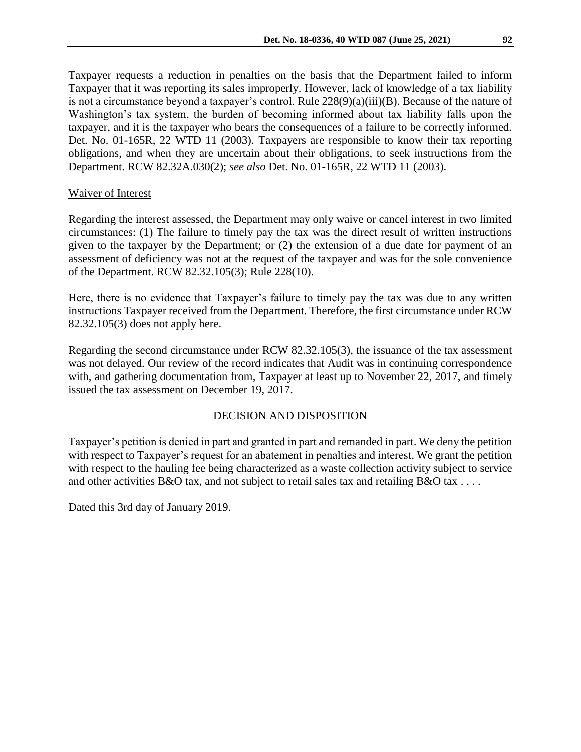Taxpayer requests a reduction in penalties on the basis that the Department failed to inform Taxpayer that it was reporting its sales improperly. However, lack of knowledge of a tax liability is not a circumstance beyond a taxpayer's control. Rule 228(9)(a)(iii)(B). Because of the nature of Washington's tax system, the burden of becoming informed about tax liability falls upon the taxpayer, and it is the taxpayer who bears the consequences of a failure to be correctly informed. Det. No. 01-165R, 22 WTD 11 (2003). Taxpayers are responsible to know their tax reporting obligations, and when they are uncertain about their obligations, to seek instructions from the Department. RCW 82.32A.030(2); *see also* Det. No. 01-165R, 22 WTD 11 (2003).

Waiver of Interest

Regarding the interest assessed, the Department may only waive or cancel interest in two limited circumstances: (1) The failure to timely pay the tax was the direct result of written instructions given to the taxpayer by the Department; or (2) the extension of a due date for payment of an assessment of deficiency was not at the request of the taxpayer and was for the sole convenience of the Department. RCW 82.32.105(3); Rule 228(10).

Here, there is no evidence that Taxpayer's failure to timely pay the tax was due to any written instructions Taxpayer received from the Department. Therefore, the first circumstance under RCW 82.32.105(3) does not apply here.

Regarding the second circumstance under RCW 82.32.105(3), the issuance of the tax assessment was not delayed. Our review of the record indicates that Audit was in continuing correspondence with, and gathering documentation from, Taxpayer at least up to November 22, 2017, and timely issued the tax assessment on December 19, 2017.

## DECISION AND DISPOSITION

Taxpayer's petition is denied in part and granted in part and remanded in part. We deny the petition with respect to Taxpayer's request for an abatement in penalties and interest. We grant the petition with respect to the hauling fee being characterized as a waste collection activity subject to service and other activities B&O tax, and not subject to retail sales tax and retailing B&O tax . . . .

Dated this 3rd day of January 2019.